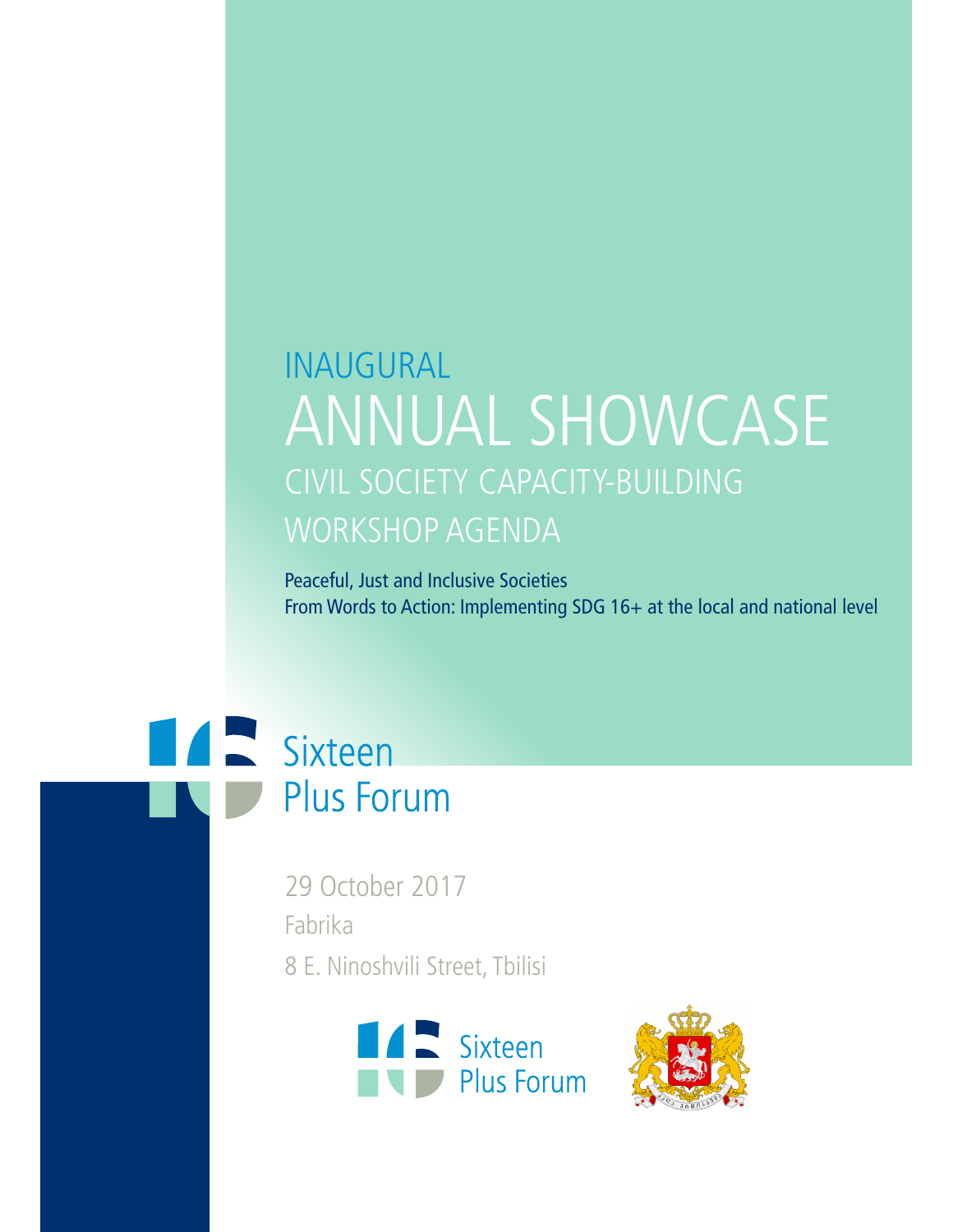INAUGURAL

# ANNUAL SHOWCASE

## CIVIL SOCIETY CAPACITY-BUILDING WORKSHOP AGENDA

Peaceful, Just and Inclusive Societies
From Words to Action: Implementing SDG 16+ at the local and national level

Sixteen Plus Forum

29 October 2017
Fabrika
8 E. Ninoshvili Street, Tbilisi

Sixteen Plus Forum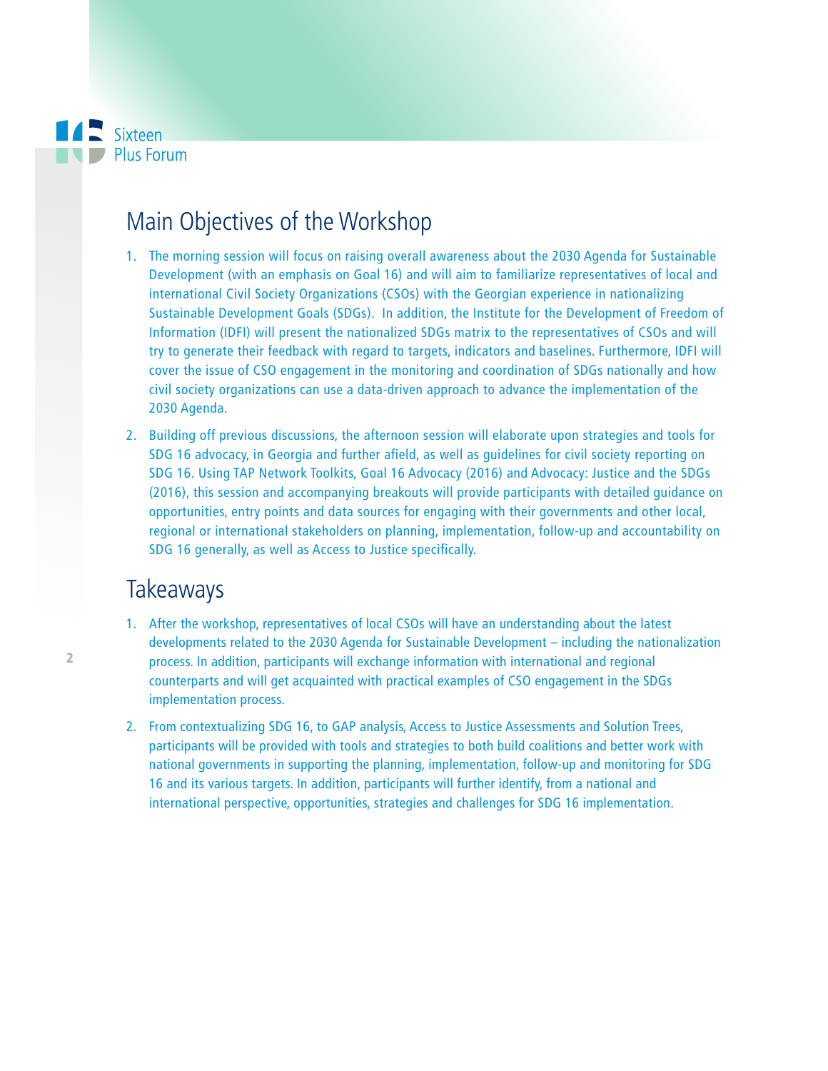## Main Objectives of the Workshop

1. The morning session will focus on raising overall awareness about the 2030 Agenda for Sustainable Development (with an emphasis on Goal 16) and will aim to familiarize representatives of local and international Civil Society Organizations (CSOs) with the Georgian experience in nationalizing Sustainable Development Goals (SDGs). In addition, the Institute for the Development of Freedom of Information (IDFI) will present the nationalized SDGs matrix to the representatives of CSOs and will try to generate their feedback with regard to targets, indicators and baselines. Furthermore, IDFI will cover the issue of CSO engagement in the monitoring and coordination of SDGs nationally and how civil society organizations can use a data-driven approach to advance the implementation of the 2030 Agenda.

2. Building off previous discussions, the afternoon session will elaborate upon strategies and tools for SDG 16 advocacy, in Georgia and further afield, as well as guidelines for civil society reporting on SDG 16. Using TAP Network Toolkits, Goal 16 Advocacy (2016) and Advocacy: Justice and the SDGs (2016), this session and accompanying breakouts will provide participants with detailed guidance on opportunities, entry points and data sources for engaging with their governments and other local, regional or international stakeholders on planning, implementation, follow-up and accountability on SDG 16 generally, as well as Access to Justice specifically.

## Takeaways

1. After the workshop, representatives of local CSOs will have an understanding about the latest developments related to the 2030 Agenda for Sustainable Development – including the nationalization process. In addition, participants will exchange information with international and regional counterparts and will get acquainted with practical examples of CSO engagement in the SDGs implementation process.

2. From contextualizing SDG 16, to GAP analysis, Access to Justice Assessments and Solution Trees, participants will be provided with tools and strategies to both build coalitions and better work with national governments in supporting the planning, implementation, follow-up and monitoring for SDG 16 and its various targets. In addition, participants will further identify, from a national and international perspective, opportunities, strategies and challenges for SDG 16 implementation.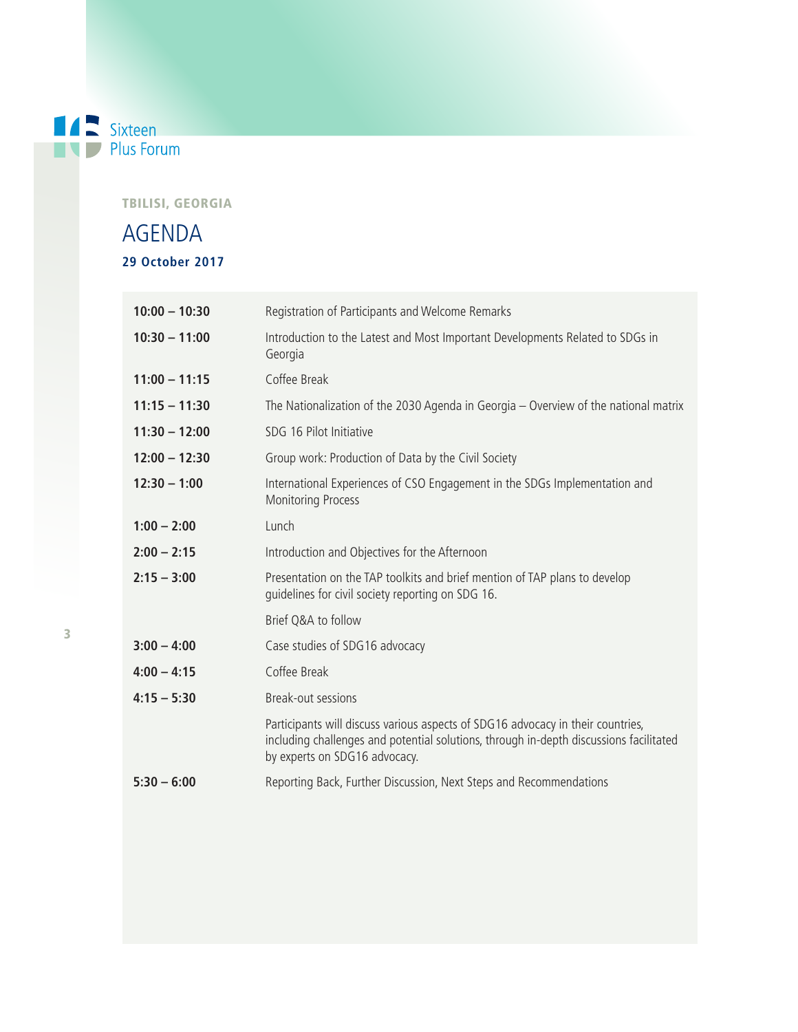Sixteen Plus Forum

TBILISI, GEORGIA

# AGENDA

**29 October 2017**

| | |
|---|---|
| **10:00 – 10:30** | Registration of Participants and Welcome Remarks |
| **10:30 – 11:00** | Introduction to the Latest and Most Important Developments Related to SDGs in Georgia |
| **11:00 – 11:15** | Coffee Break |
| **11:15 – 11:30** | The Nationalization of the 2030 Agenda in Georgia – Overview of the national matrix |
| **11:30 – 12:00** | SDG 16 Pilot Initiative |
| **12:00 – 12:30** | Group work: Production of Data by the Civil Society |
| **12:30 – 1:00** | International Experiences of CSO Engagement in the SDGs Implementation and Monitoring Process |
| **1:00 – 2:00** | Lunch |
| **2:00 – 2:15** | Introduction and Objectives for the Afternoon |
| **2:15 – 3:00** | Presentation on the TAP toolkits and brief mention of TAP plans to develop guidelines for civil society reporting on SDG 16.<br><br>Brief Q&A to follow |
| **3:00 – 4:00** | Case studies of SDG16 advocacy |
| **4:00 – 4:15** | Coffee Break |
| **4:15 – 5:30** | Break-out sessions<br><br>Participants will discuss various aspects of SDG16 advocacy in their countries, including challenges and potential solutions, through in-depth discussions facilitated by experts on SDG16 advocacy. |
| **5:30 – 6:00** | Reporting Back, Further Discussion, Next Steps and Recommendations |